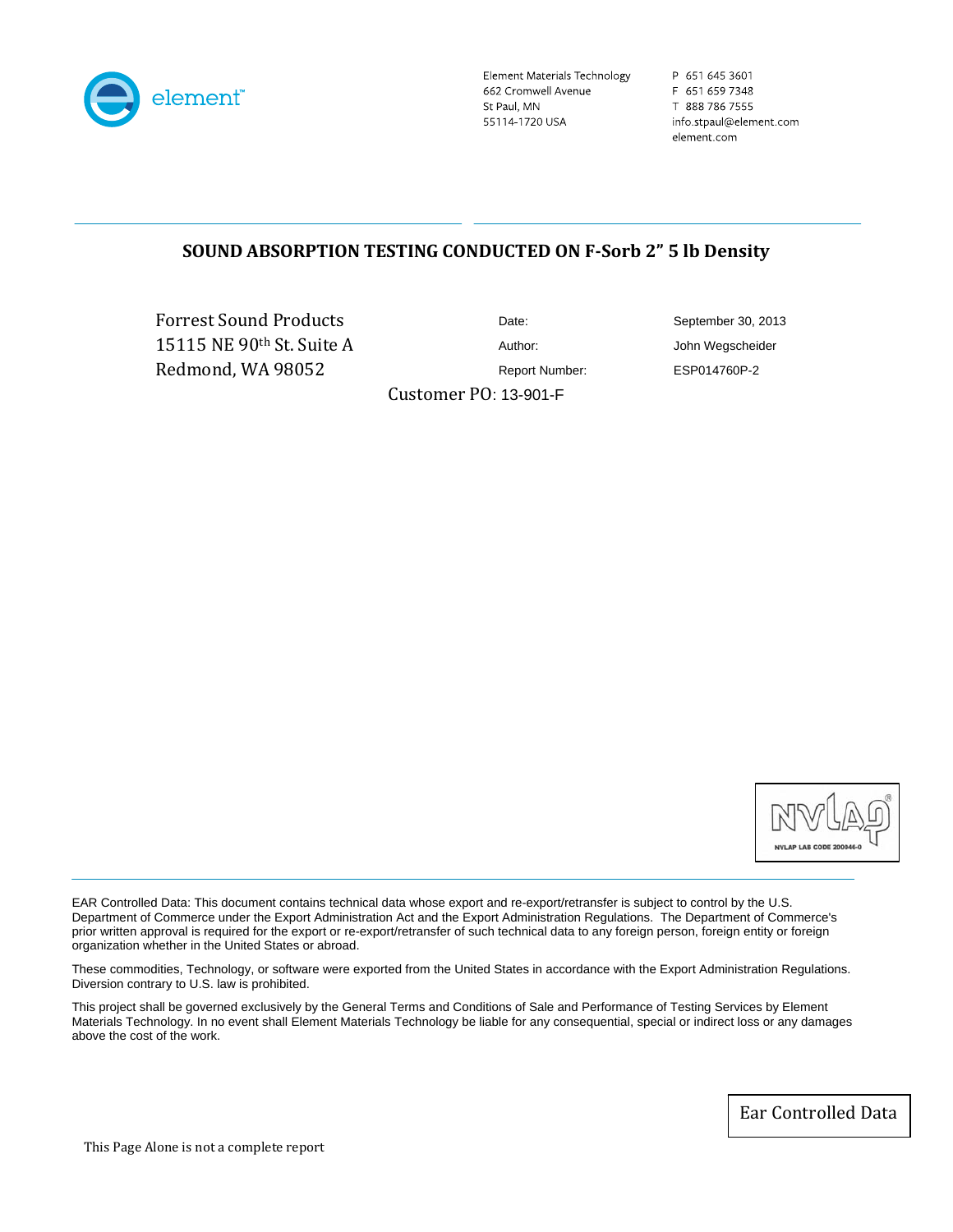element

Element Materials Technology
662 Cromwell Avenue
St Paul, MN
55114-1720 USA

P 651 645 3601
F 651 659 7348
T 888 786 7555
info.stpaul@element.com
element.com

## SOUND ABSORPTION TESTING CONDUCTED ON F-Sorb 2” 5 lb Density

Forrest Sound Products
15115 NE 90th St. Suite A
Redmond, WA 98052

| | |
|---|---|
| Date: | September 30, 2013 |
| Author: | John Wegscheider |
| Report Number: | ESP014760P-2 |

Customer PO: 13-901-F

NVLAP LAB CODE 200846-0

EAR Controlled Data: This document contains technical data whose export and re-export/retransfer is subject to control by the U.S. Department of Commerce under the Export Administration Act and the Export Administration Regulations. The Department of Commerce's prior written approval is required for the export or re-export/retransfer of such technical data to any foreign person, foreign entity or foreign organization whether in the United States or abroad.

These commodities, Technology, or software were exported from the United States in accordance with the Export Administration Regulations. Diversion contrary to U.S. law is prohibited.

This project shall be governed exclusively by the General Terms and Conditions of Sale and Performance of Testing Services by Element Materials Technology. In no event shall Element Materials Technology be liable for any consequential, special or indirect loss or any damages above the cost of the work.

Ear Controlled Data

This Page Alone is not a complete report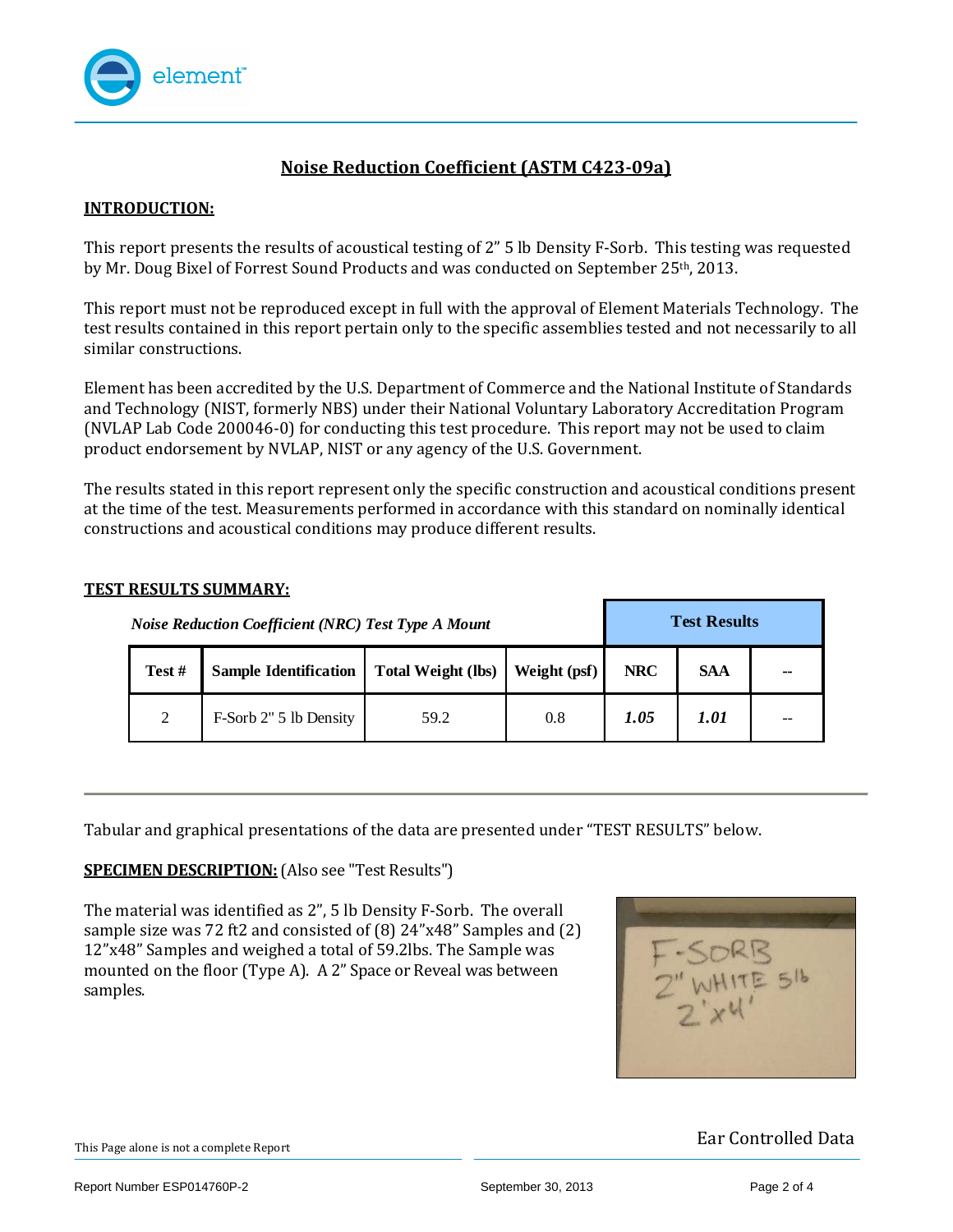## Noise Reduction Coefficient (ASTM C423-09a)

### INTRODUCTION:

This report presents the results of acoustical testing of 2" 5 lb Density F-Sorb. This testing was requested by Mr. Doug Bixel of Forrest Sound Products and was conducted on September 25th, 2013.

This report must not be reproduced except in full with the approval of Element Materials Technology. The test results contained in this report pertain only to the specific assemblies tested and not necessarily to all similar constructions.

Element has been accredited by the U.S. Department of Commerce and the National Institute of Standards and Technology (NIST, formerly NBS) under their National Voluntary Laboratory Accreditation Program (NVLAP Lab Code 200046-0) for conducting this test procedure. This report may not be used to claim product endorsement by NVLAP, NIST or any agency of the U.S. Government.

The results stated in this report represent only the specific construction and acoustical conditions present at the time of the test. Measurements performed in accordance with this standard on nominally identical constructions and acoustical conditions may produce different results.

### TEST RESULTS SUMMARY:

| *Noise Reduction Coefficient (NRC) Test Type A Mount* | | | | **Test Results** | | |
|---|---|---|---|---|---|---|
| **Test #** | **Sample Identification** | **Total Weight (lbs)** | **Weight (psf)** | **NRC** | **SAA** | -- |
| 2 | F-Sorb 2" 5 lb Density | 59.2 | 0.8 | ***1.05*** | ***1.01*** | -- |

Tabular and graphical presentations of the data are presented under "TEST RESULTS" below.

**SPECIMEN DESCRIPTION:** (Also see "Test Results")

The material was identified as 2", 5 lb Density F-Sorb. The overall sample size was 72 ft2 and consisted of (8) 24"x48" Samples and (2) 12"x48" Samples and weighed a total of 59.2lbs. The Sample was mounted on the floor (Type A). A 2" Space or Reveal was between samples.

This Page alone is not a complete Report

Ear Controlled Data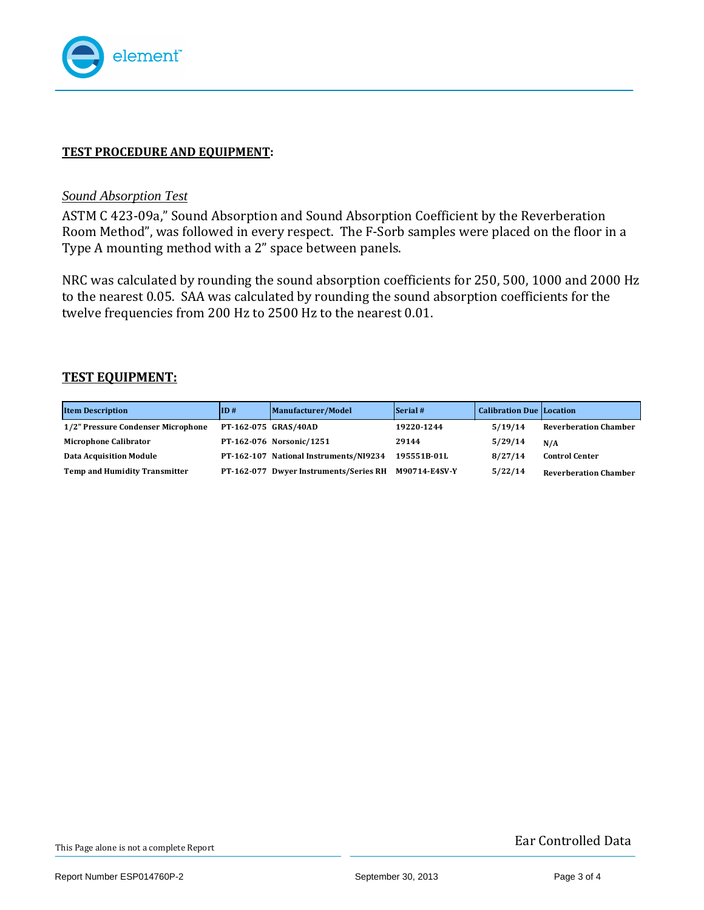## TEST PROCEDURE AND EQUIPMENT:

*Sound Absorption Test*

ASTM C 423-09a," Sound Absorption and Sound Absorption Coefficient by the Reverberation Room Method", was followed in every respect. The F-Sorb samples were placed on the floor in a Type A mounting method with a 2" space between panels.

NRC was calculated by rounding the sound absorption coefficients for 250, 500, 1000 and 2000 Hz to the nearest 0.05. SAA was calculated by rounding the sound absorption coefficients for the twelve frequencies from 200 Hz to 2500 Hz to the nearest 0.01.

## TEST EQUIPMENT:

| Item Description | ID # | Manufacturer/Model | Serial # | Calibration Due | Location |
|---|---|---|---|---|---|
| 1/2" Pressure Condenser Microphone | PT-162-075 | GRAS/40AD | 19220-1244 | 5/19/14 | Reverberation Chamber |
| Microphone Calibrator | PT-162-076 | Norsonic/1251 | 29144 | 5/29/14 | N/A |
| Data Acquisition Module | PT-162-107 | National Instruments/NI9234 | 195551B-01L | 8/27/14 | Control Center |
| Temp and Humidity Transmitter | PT-162-077 | Dwyer Instruments/Series RH | M90714-E4SV-Y | 5/22/14 | Reverberation Chamber |

This Page alone is not a complete Report

Ear Controlled Data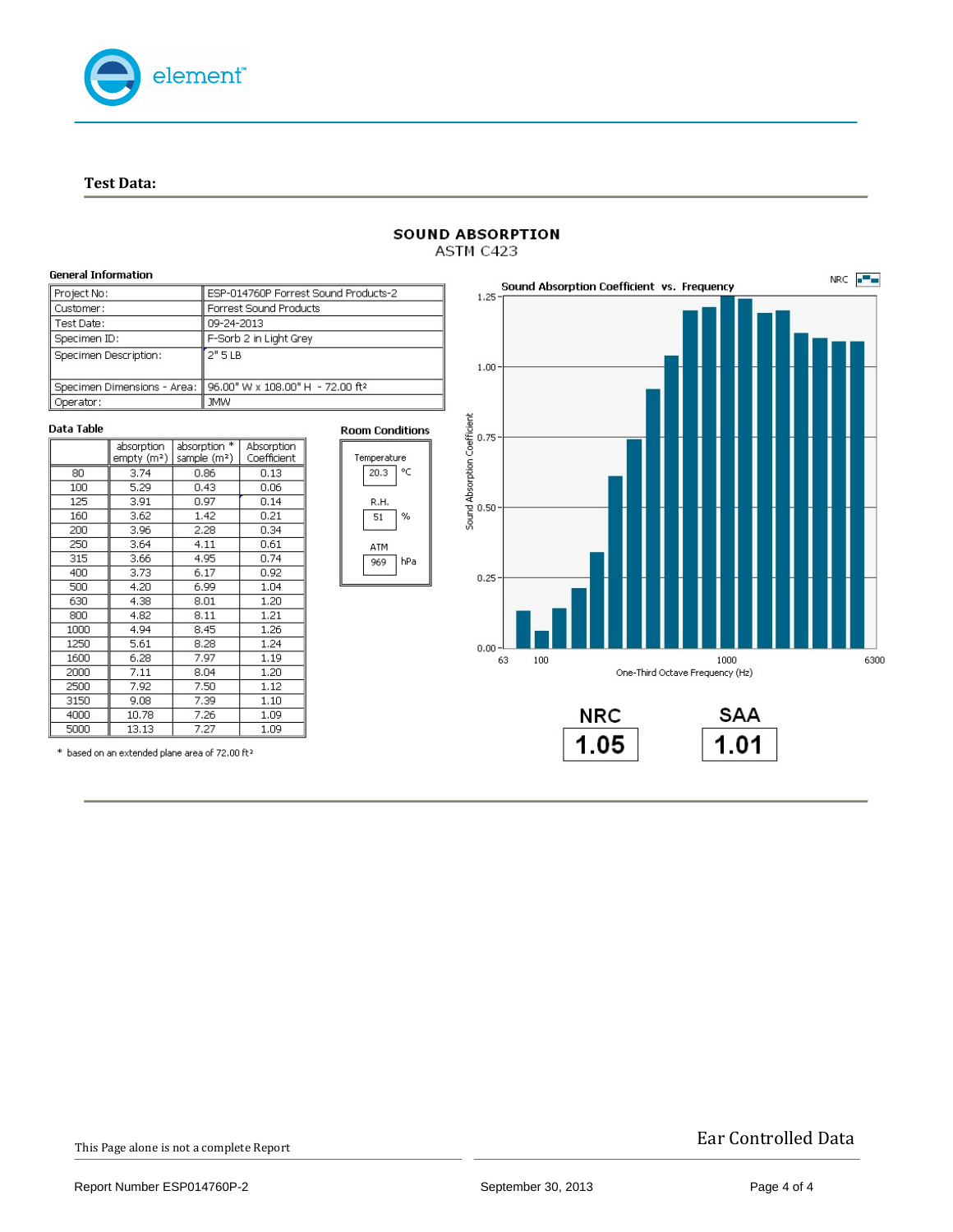## Test Data:

### SOUND ABSORPTION
ASTM C423

#### General Information

| | |
|---|---|
| Project No: | ESP-014760P Forrest Sound Products-2 |
| Customer: | Forrest Sound Products |
| Test Date: | 09-24-2013 |
| Specimen ID: | F-Sorb 2 in Light Grey |
| Specimen Description: | 2" 5 LB |
| Specimen Dimensions - Area: | 96.00" W x 108.00" H - 72.00 ft² |
| Operator: | JMW |

#### Data Table

| | absorption empty (m²) | absorption * sample (m²) | Absorption Coefficient |
|---|---|---|---|
| 80 | 3.74 | 0.86 | 0.13 |
| 100 | 5.29 | 0.43 | 0.06 |
| 125 | 3.91 | 0.97 | 0.14 |
| 160 | 3.62 | 1.42 | 0.21 |
| 200 | 3.96 | 2.28 | 0.34 |
| 250 | 3.64 | 4.11 | 0.61 |
| 315 | 3.66 | 4.95 | 0.74 |
| 400 | 3.73 | 6.17 | 0.92 |
| 500 | 4.20 | 6.99 | 1.04 |
| 630 | 4.38 | 8.01 | 1.20 |
| 800 | 4.82 | 8.11 | 1.21 |
| 1000 | 4.94 | 8.45 | 1.26 |
| 1250 | 5.61 | 8.28 | 1.24 |
| 1600 | 6.28 | 7.97 | 1.19 |
| 2000 | 7.11 | 8.04 | 1.20 |
| 2500 | 7.92 | 7.50 | 1.12 |
| 3150 | 9.08 | 7.39 | 1.10 |
| 4000 | 10.78 | 7.26 | 1.09 |
| 5000 | 13.13 | 7.27 | 1.09 |

\* based on an extended plane area of 72.00 ft²

#### Room Conditions

| | | |
|---|---|---|
| Temperature | 20.3 | °C |
| R.H. | 51 | % |
| ATM | 969 | hPa |

**Sound Absorption Coefficient vs. Frequency**

| NRC | SAA |
|---|---|
| 1.05 | 1.01 |

This Page alone is not a complete Report

Ear Controlled Data

Report Number ESP014760P-2 September 30, 2013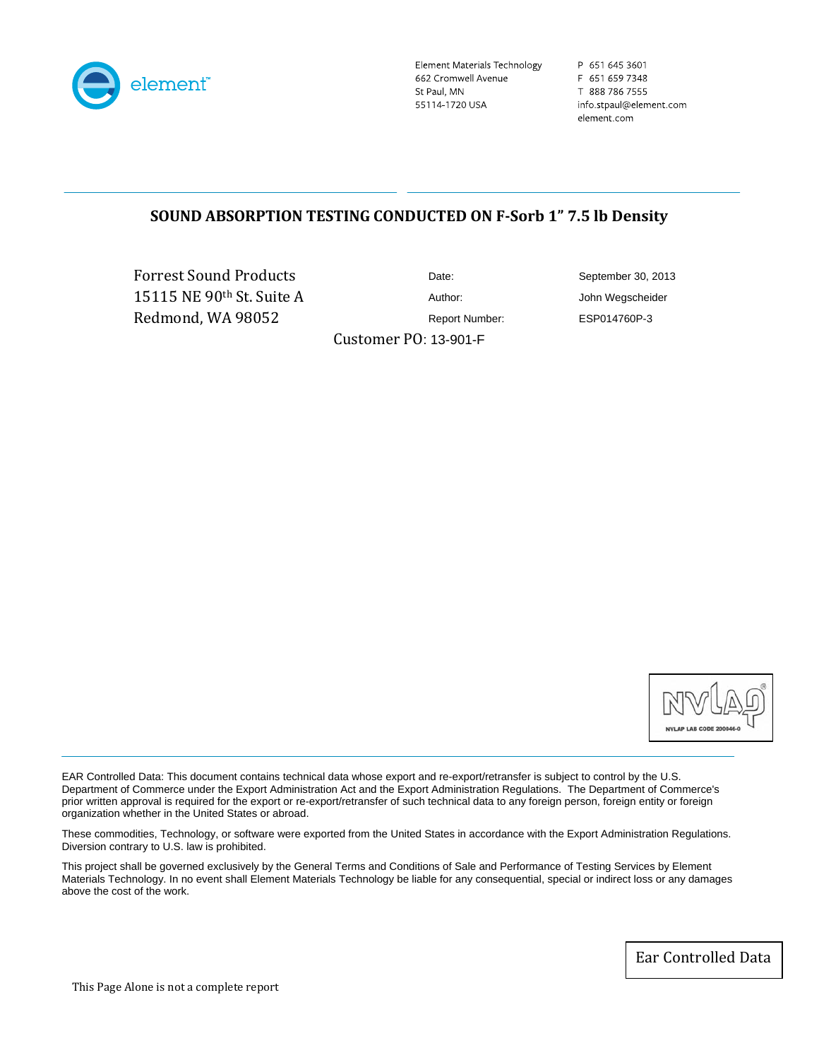element™

Element Materials Technology
662 Cromwell Avenue
St Paul, MN
55114-1720 USA

P 651 645 3601
F 651 659 7348
T 888 786 7555
info.stpaul@element.com
element.com

## SOUND ABSORPTION TESTING CONDUCTED ON F-Sorb 1" 7.5 lb Density

Forrest Sound Products
15115 NE 90th St. Suite A
Redmond, WA 98052

| | |
|---|---|
| Date: | September 30, 2013 |
| Author: | John Wegscheider |
| Report Number: | ESP014760P-3 |

Customer PO: 13-901-F

NVLAP LAB CODE 200846-0

EAR Controlled Data: This document contains technical data whose export and re-export/retransfer is subject to control by the U.S. Department of Commerce under the Export Administration Act and the Export Administration Regulations. The Department of Commerce's prior written approval is required for the export or re-export/retransfer of such technical data to any foreign person, foreign entity or foreign organization whether in the United States or abroad.

These commodities, Technology, or software were exported from the United States in accordance with the Export Administration Regulations. Diversion contrary to U.S. law is prohibited.

This project shall be governed exclusively by the General Terms and Conditions of Sale and Performance of Testing Services by Element Materials Technology. In no event shall Element Materials Technology be liable for any consequential, special or indirect loss or any damages above the cost of the work.

Ear Controlled Data

This Page Alone is not a complete report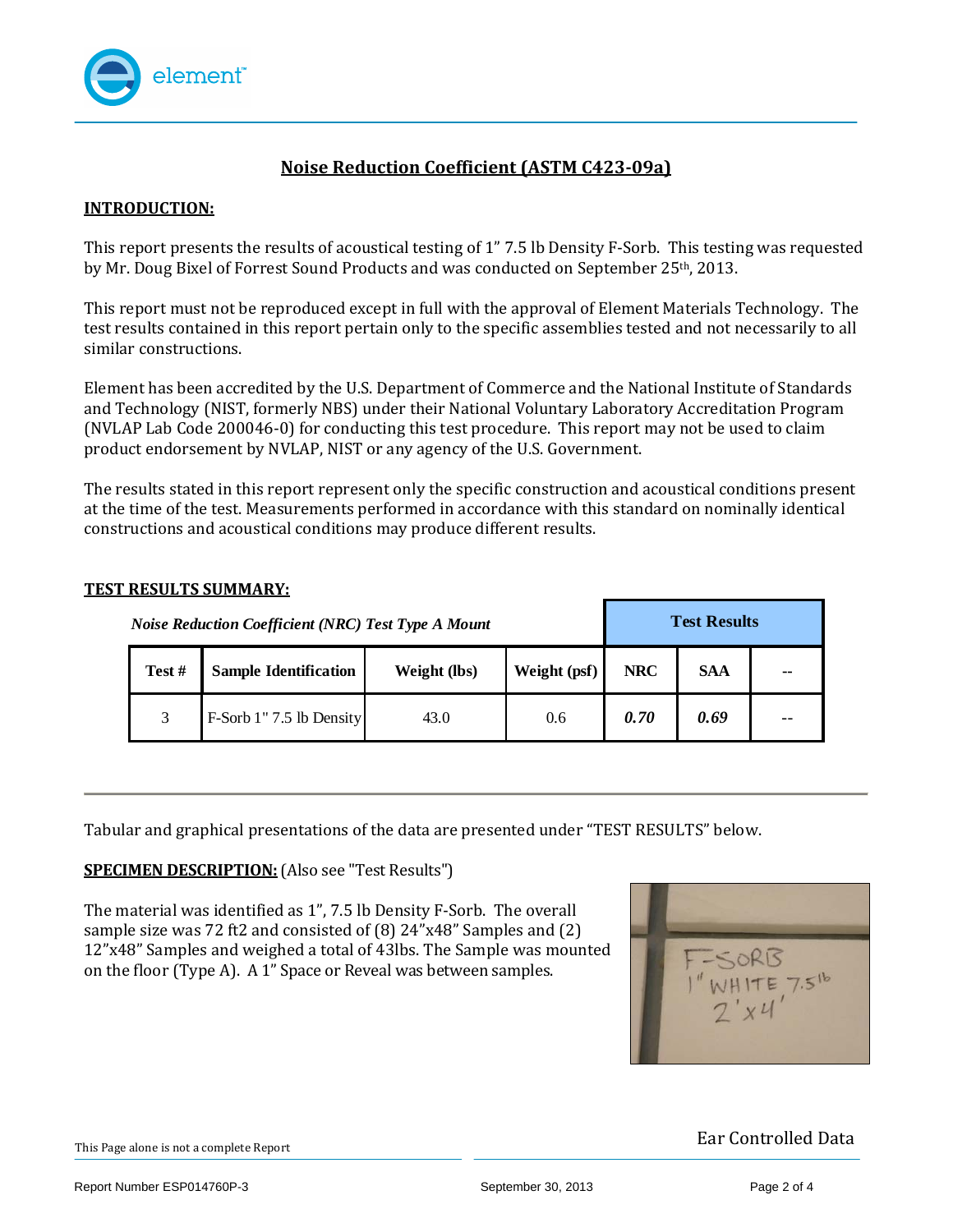## Noise Reduction Coefficient (ASTM C423-09a)

### INTRODUCTION:

This report presents the results of acoustical testing of 1" 7.5 lb Density F-Sorb. This testing was requested by Mr. Doug Bixel of Forrest Sound Products and was conducted on September 25th, 2013.

This report must not be reproduced except in full with the approval of Element Materials Technology. The test results contained in this report pertain only to the specific assemblies tested and not necessarily to all similar constructions.

Element has been accredited by the U.S. Department of Commerce and the National Institute of Standards and Technology (NIST, formerly NBS) under their National Voluntary Laboratory Accreditation Program (NVLAP Lab Code 200046-0) for conducting this test procedure. This report may not be used to claim product endorsement by NVLAP, NIST or any agency of the U.S. Government.

The results stated in this report represent only the specific construction and acoustical conditions present at the time of the test. Measurements performed in accordance with this standard on nominally identical constructions and acoustical conditions may produce different results.

### TEST RESULTS SUMMARY:

*Noise Reduction Coefficient (NRC) Test Type A Mount*

| | | | | Test Results | | |
|---|---|---|---|---|---|---|
| Test # | Sample Identification | Weight (lbs) | Weight (psf) | NRC | SAA | -- |
| 3 | F-Sorb 1" 7.5 lb Density | 43.0 | 0.6 | ***0.70*** | ***0.69*** | -- |

Tabular and graphical presentations of the data are presented under "TEST RESULTS" below.

**SPECIMEN DESCRIPTION:** (Also see "Test Results")

The material was identified as 1", 7.5 lb Density F-Sorb. The overall sample size was 72 ft2 and consisted of (8) 24"x48" Samples and (2) 12"x48" Samples and weighed a total of 43lbs. The Sample was mounted on the floor (Type A). A 1" Space or Reveal was between samples.

F-SORB
1" WHITE 7.5lb
2'x4'

Ear Controlled Data

This Page alone is not a complete Report

Report Number ESP014760P-3 September 30, 2013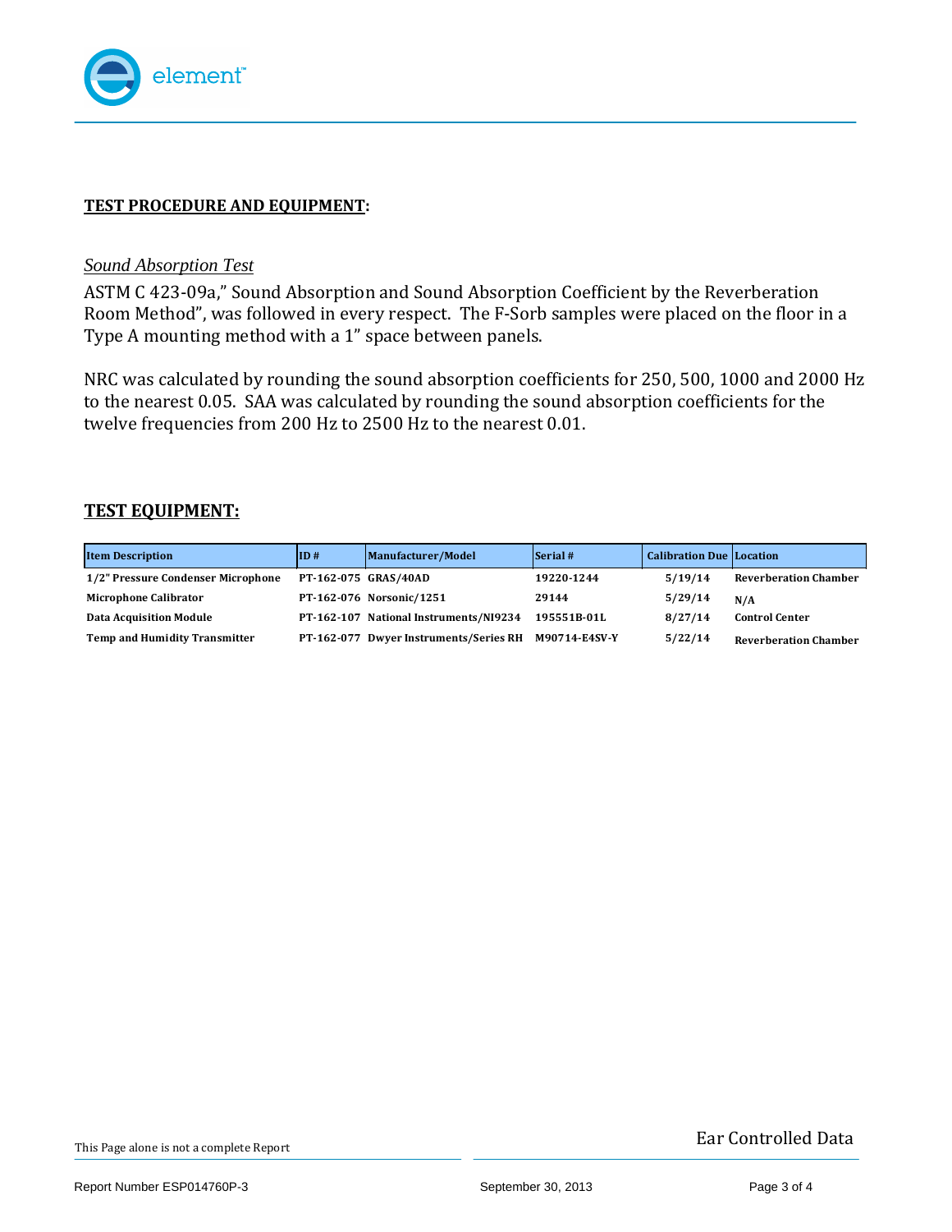## TEST PROCEDURE AND EQUIPMENT:

*Sound Absorption Test*

ASTM C 423-09a," Sound Absorption and Sound Absorption Coefficient by the Reverberation Room Method", was followed in every respect. The F-Sorb samples were placed on the floor in a Type A mounting method with a 1" space between panels.

NRC was calculated by rounding the sound absorption coefficients for 250, 500, 1000 and 2000 Hz to the nearest 0.05. SAA was calculated by rounding the sound absorption coefficients for the twelve frequencies from 200 Hz to 2500 Hz to the nearest 0.01.

## TEST EQUIPMENT:

| Item Description | ID # | Manufacturer/Model | Serial # | Calibration Due | Location |
|---|---|---|---|---|---|
| 1/2" Pressure Condenser Microphone | PT-162-075 | GRAS/40AD | 19220-1244 | 5/19/14 | Reverberation Chamber |
| Microphone Calibrator | PT-162-076 | Norsonic/1251 | 29144 | 5/29/14 | N/A |
| Data Acquisition Module | PT-162-107 | National Instruments/NI9234 | 195551B-01L | 8/27/14 | Control Center |
| Temp and Humidity Transmitter | PT-162-077 | Dwyer Instruments/Series RH | M90714-E4SV-Y | 5/22/14 | Reverberation Chamber |

This Page alone is not a complete Report

Ear Controlled Data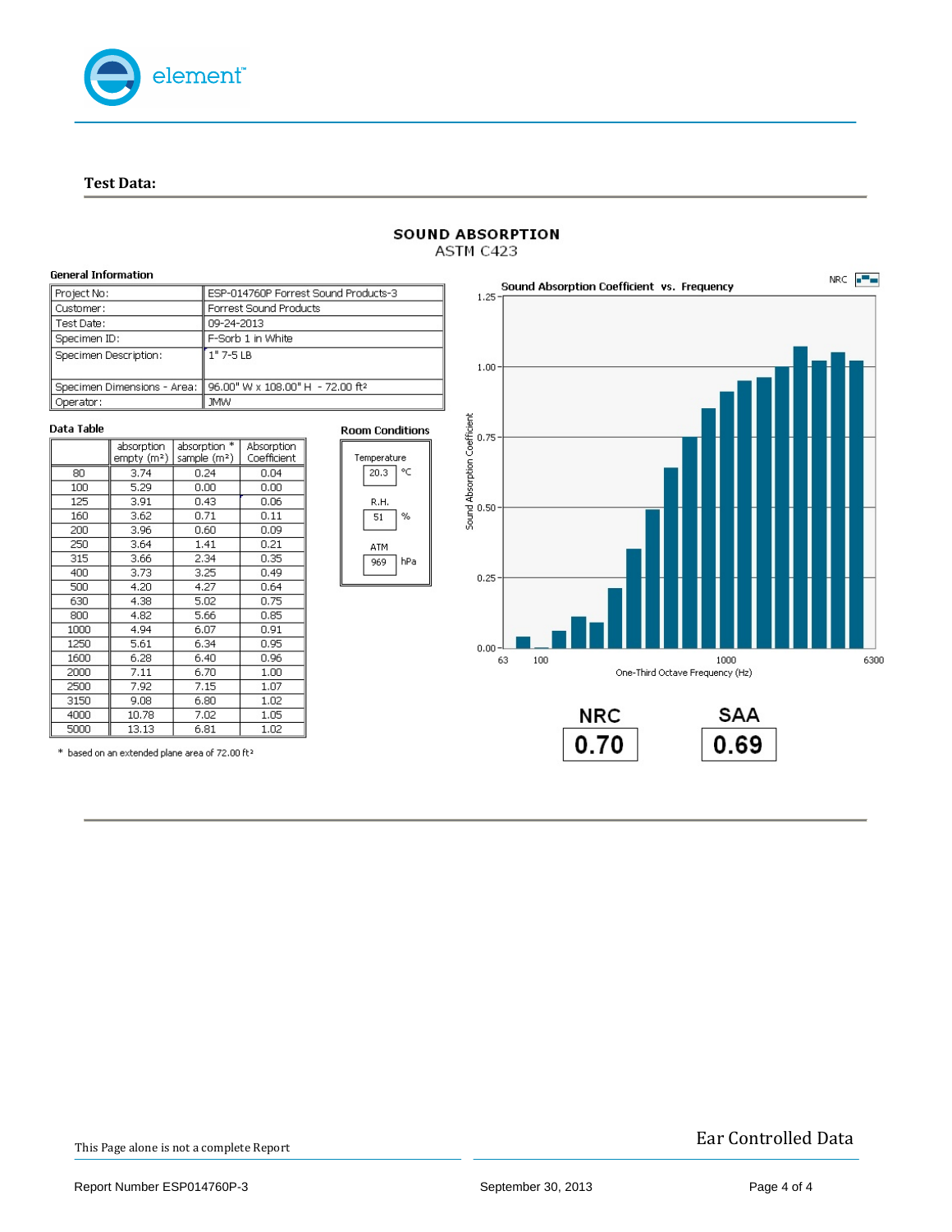## Test Data:

### SOUND ABSORPTION
ASTM C423

**General Information**

| | |
|---|---|
| Project No: | ESP-014760P Forrest Sound Products-3 |
| Customer: | Forrest Sound Products |
| Test Date: | 09-24-2013 |
| Specimen ID: | F-Sorb 1 in White |
| Specimen Description: | 1" 7-5 LB |
| Specimen Dimensions - Area: | 96.00" W x 108.00" H - 72.00 ft² |
| Operator: | JMW |

**Data Table**

| | absorption empty (m²) | absorption * sample (m²) | Absorption Coefficient |
|---|---|---|---|
| 80 | 3.74 | 0.24 | 0.04 |
| 100 | 5.29 | 0.00 | 0.00 |
| 125 | 3.91 | 0.43 | 0.06 |
| 160 | 3.62 | 0.71 | 0.11 |
| 200 | 3.96 | 0.60 | 0.09 |
| 250 | 3.64 | 1.41 | 0.21 |
| 315 | 3.66 | 2.34 | 0.35 |
| 400 | 3.73 | 3.25 | 0.49 |
| 500 | 4.20 | 4.27 | 0.64 |
| 630 | 4.38 | 5.02 | 0.75 |
| 800 | 4.82 | 5.66 | 0.85 |
| 1000 | 4.94 | 6.07 | 0.91 |
| 1250 | 5.61 | 6.34 | 0.95 |
| 1600 | 6.28 | 6.40 | 0.96 |
| 2000 | 7.11 | 6.70 | 1.00 |
| 2500 | 7.92 | 7.15 | 1.07 |
| 3150 | 9.08 | 6.80 | 1.02 |
| 4000 | 10.78 | 7.02 | 1.05 |
| 5000 | 13.13 | 6.81 | 1.02 |

* based on an extended plane area of 72.00 ft²

**Room Conditions**

| | | |
|---|---|---|
| Temperature | 20.3 | °C |
| R.H. | 51 | % |
| ATM | 969 | hPa |

**Sound Absorption Coefficient vs. Frequency**

**NRC**
**0.70**

**SAA**
**0.69**

This Page alone is not a complete Report

Ear Controlled Data

Report Number ESP014760P-3

September 30, 2013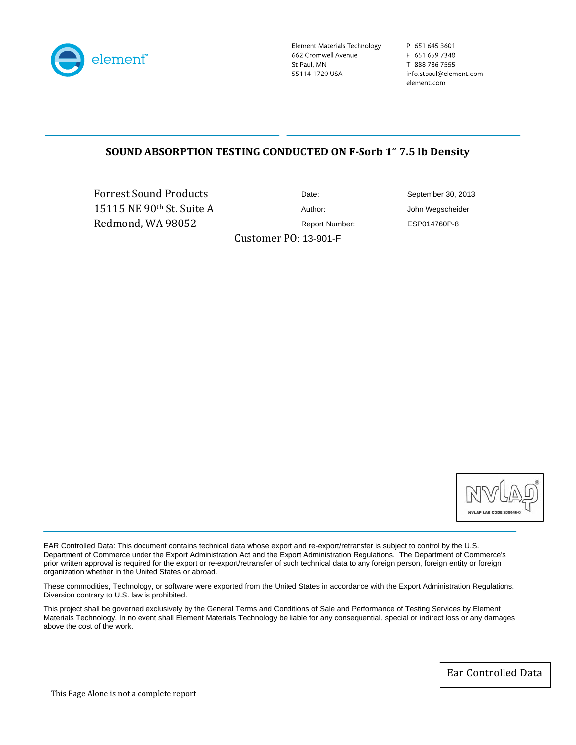element™

Element Materials Technology
662 Cromwell Avenue
St Paul, MN
55114-1720 USA

P 651 645 3601
F 651 659 7348
T 888 786 7555
info.stpaul@element.com
element.com

## SOUND ABSORPTION TESTING CONDUCTED ON F-Sorb 1" 7.5 lb Density

| | | |
|---|---|---|
| Forrest Sound Products | Date: | September 30, 2013 |
| 15115 NE 90th St. Suite A | Author: | John Wegscheider |
| Redmond, WA 98052 | Report Number: | ESP014760P-8 |

Customer PO: 13-901-F

NVLAP LAB CODE 200846-0

EAR Controlled Data: This document contains technical data whose export and re-export/retransfer is subject to control by the U.S. Department of Commerce under the Export Administration Act and the Export Administration Regulations. The Department of Commerce's prior written approval is required for the export or re-export/retransfer of such technical data to any foreign person, foreign entity or foreign organization whether in the United States or abroad.

These commodities, Technology, or software were exported from the United States in accordance with the Export Administration Regulations. Diversion contrary to U.S. law is prohibited.

This project shall be governed exclusively by the General Terms and Conditions of Sale and Performance of Testing Services by Element Materials Technology. In no event shall Element Materials Technology be liable for any consequential, special or indirect loss or any damages above the cost of the work.

Ear Controlled Data

This Page Alone is not a complete report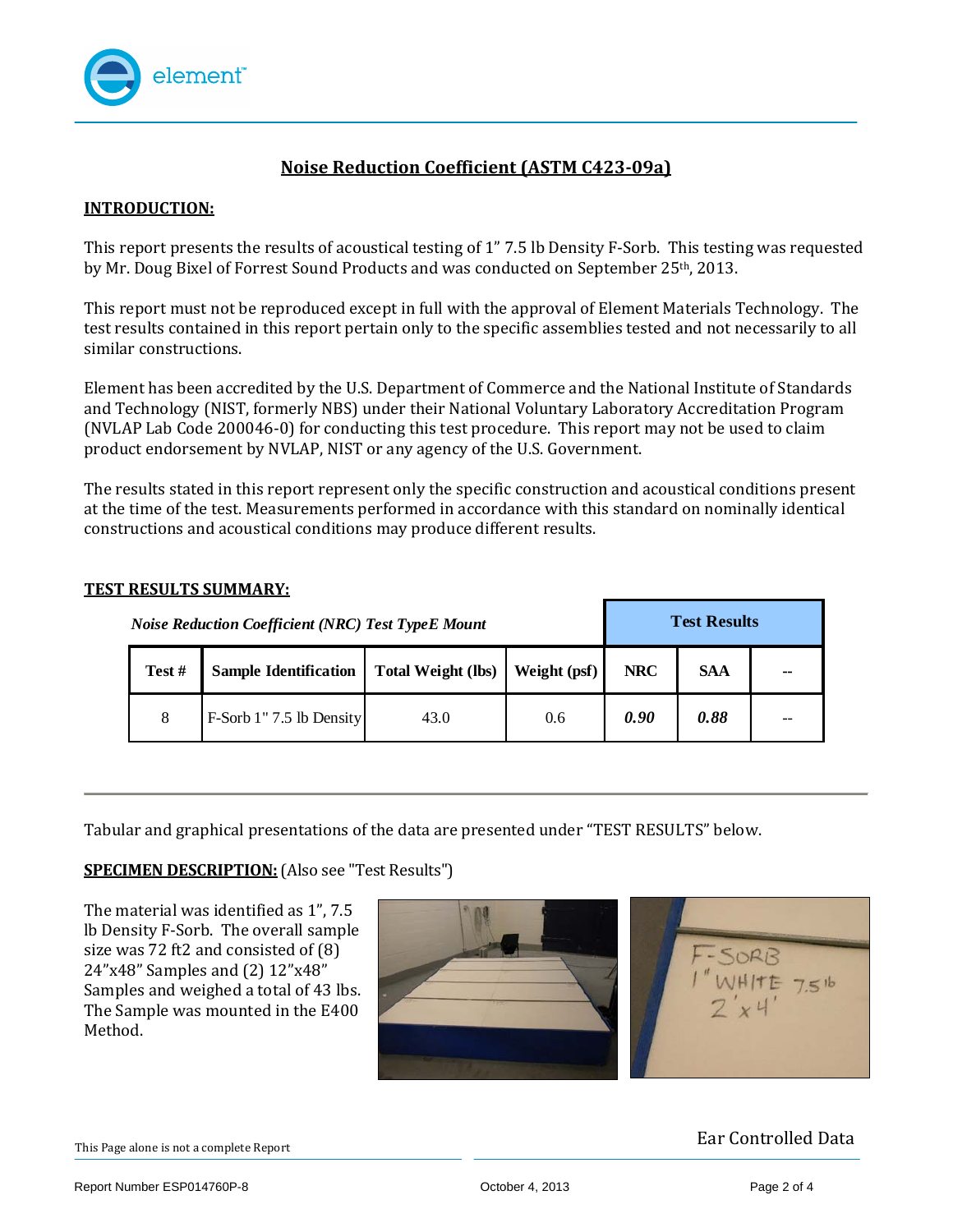## Noise Reduction Coefficient (ASTM C423-09a)

**INTRODUCTION:**

This report presents the results of acoustical testing of 1" 7.5 lb Density F-Sorb. This testing was requested by Mr. Doug Bixel of Forrest Sound Products and was conducted on September 25th, 2013.

This report must not be reproduced except in full with the approval of Element Materials Technology. The test results contained in this report pertain only to the specific assemblies tested and not necessarily to all similar constructions.

Element has been accredited by the U.S. Department of Commerce and the National Institute of Standards and Technology (NIST, formerly NBS) under their National Voluntary Laboratory Accreditation Program (NVLAP Lab Code 200046-0) for conducting this test procedure. This report may not be used to claim product endorsement by NVLAP, NIST or any agency of the U.S. Government.

The results stated in this report represent only the specific construction and acoustical conditions present at the time of the test. Measurements performed in accordance with this standard on nominally identical constructions and acoustical conditions may produce different results.

**TEST RESULTS SUMMARY:**

| *Noise Reduction Coefficient (NRC) Test TypeE Mount* | | | | **Test Results** | | |
|---|---|---|---|---|---|---|
| **Test #** | **Sample Identification** | **Total Weight (lbs)** | **Weight (psf)** | **NRC** | **SAA** | **--** |
| 8 | F-Sorb 1" 7.5 lb Density | 43.0 | 0.6 | ***0.90*** | ***0.88*** | -- |

Tabular and graphical presentations of the data are presented under "TEST RESULTS" below.

**SPECIMEN DESCRIPTION:** (Also see "Test Results")

The material was identified as 1", 7.5 lb Density F-Sorb. The overall sample size was 72 ft2 and consisted of (8) 24"x48" Samples and (2) 12"x48" Samples and weighed a total of 43 lbs. The Sample was mounted in the E400 Method.

This Page alone is not a complete Report

Ear Controlled Data

Report Number ESP014760P-8 October 4, 2013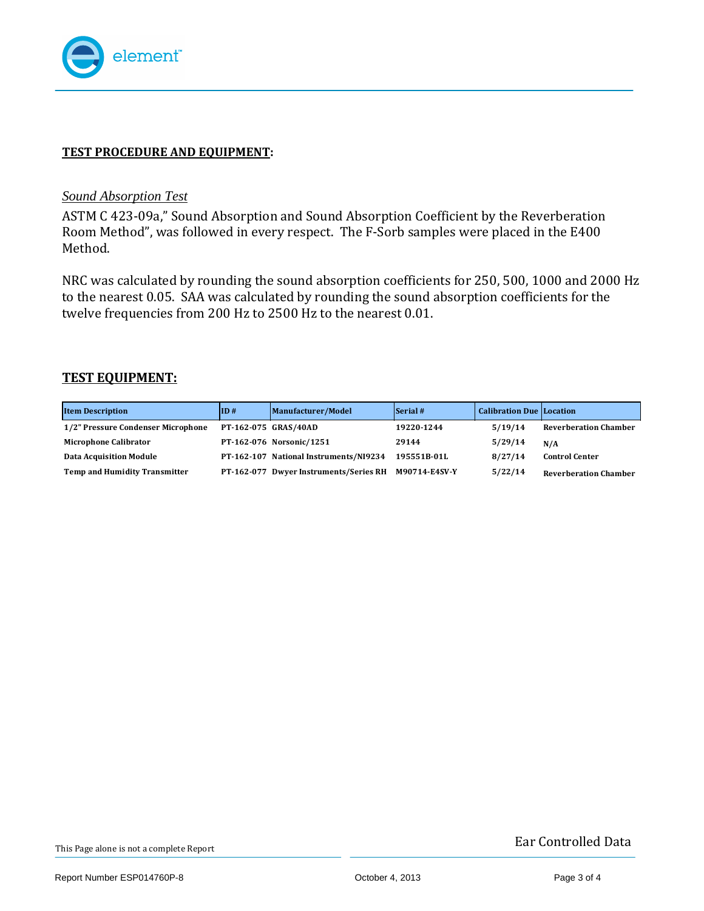## TEST PROCEDURE AND EQUIPMENT:

*Sound Absorption Test*

ASTM C 423-09a," Sound Absorption and Sound Absorption Coefficient by the Reverberation Room Method", was followed in every respect. The F-Sorb samples were placed in the E400 Method.

NRC was calculated by rounding the sound absorption coefficients for 250, 500, 1000 and 2000 Hz to the nearest 0.05. SAA was calculated by rounding the sound absorption coefficients for the twelve frequencies from 200 Hz to 2500 Hz to the nearest 0.01.

## TEST EQUIPMENT:

| Item Description | ID # | Manufacturer/Model | Serial # | Calibration Due | Location |
|---|---|---|---|---|---|
| 1/2" Pressure Condenser Microphone | PT-162-075 | GRAS/40AD | 19220-1244 | 5/19/14 | Reverberation Chamber |
| Microphone Calibrator | PT-162-076 | Norsonic/1251 | 29144 | 5/29/14 | N/A |
| Data Acquisition Module | PT-162-107 | National Instruments/NI9234 | 195551B-01L | 8/27/14 | Control Center |
| Temp and Humidity Transmitter | PT-162-077 | Dwyer Instruments/Series RH | M90714-E4SV-Y | 5/22/14 | Reverberation Chamber |

This Page alone is not a complete Report

Ear Controlled Data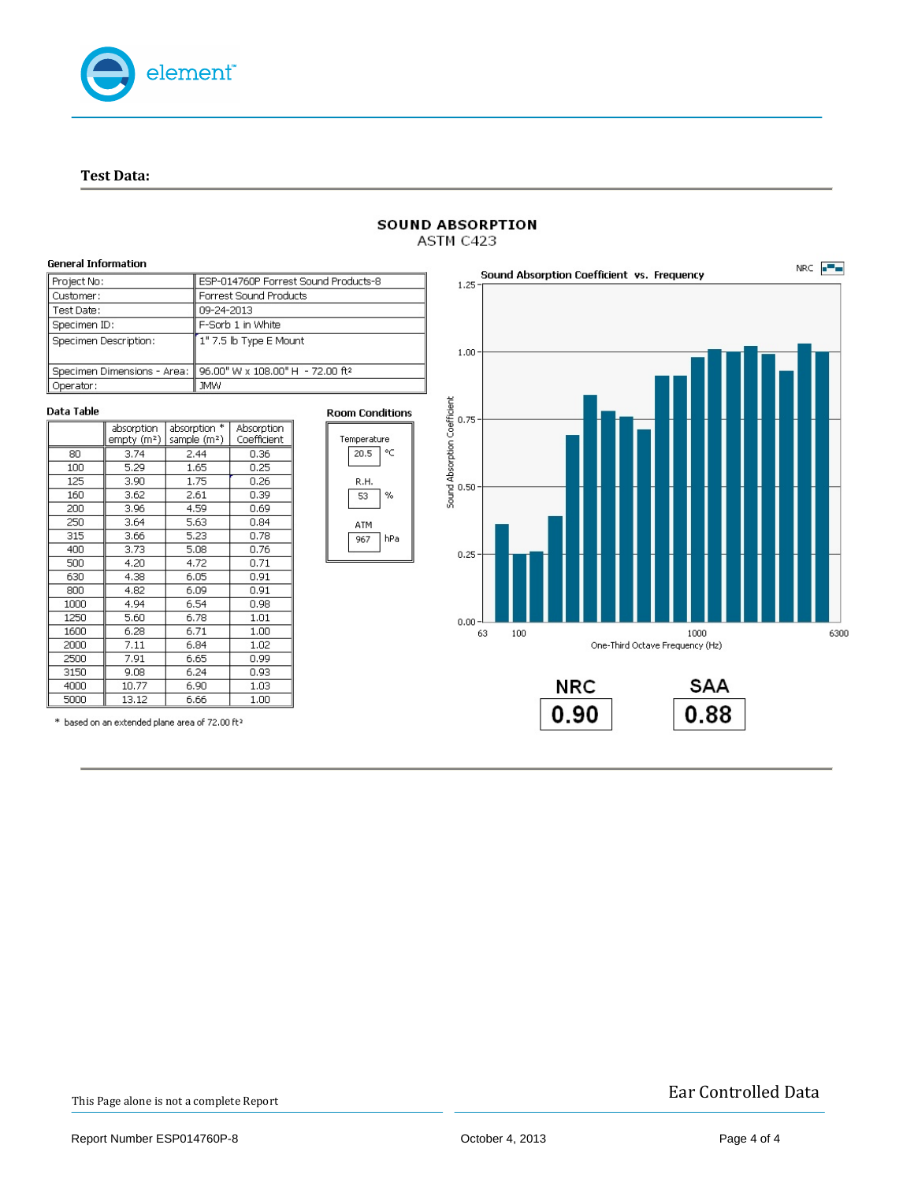**Test Data:**

## SOUND ABSORPTION
ASTM C423

### General Information

| | |
|---|---|
| Project No: | ESP-014760P Forrest Sound Products-8 |
| Customer: | Forrest Sound Products |
| Test Date: | 09-24-2013 |
| Specimen ID: | F-Sorb 1 in White |
| Specimen Description: | 1" 7.5 lb Type E Mount |
| Specimen Dimensions - Area: | 96.00" W x 108.00" H - 72.00 ft² |
| Operator: | JMW |

### Data Table

| | absorption empty (m²) | absorption * sample (m²) | Absorption Coefficient |
|---|---|---|---|
| 80 | 3.74 | 2.44 | 0.36 |
| 100 | 5.29 | 1.65 | 0.25 |
| 125 | 3.90 | 1.75 | 0.26 |
| 160 | 3.62 | 2.61 | 0.39 |
| 200 | 3.96 | 4.59 | 0.69 |
| 250 | 3.64 | 5.63 | 0.84 |
| 315 | 3.66 | 5.23 | 0.78 |
| 400 | 3.73 | 5.08 | 0.76 |
| 500 | 4.20 | 4.72 | 0.71 |
| 630 | 4.38 | 6.05 | 0.91 |
| 800 | 4.82 | 6.09 | 0.91 |
| 1000 | 4.94 | 6.54 | 0.98 |
| 1250 | 5.60 | 6.78 | 1.01 |
| 1600 | 6.28 | 6.71 | 1.00 |
| 2000 | 7.11 | 6.84 | 1.02 |
| 2500 | 7.91 | 6.65 | 0.99 |
| 3150 | 9.08 | 6.24 | 0.93 |
| 4000 | 10.77 | 6.90 | 1.03 |
| 5000 | 13.12 | 6.66 | 1.00 |

\* based on an extended plane area of 72.00 ft²

### Room Conditions

| | | |
|---|---|---|
| Temperature | 20.5 | °C |
| R.H. | 53 | % |
| ATM | 967 | hPa |

Sound Absorption Coefficient vs. Frequency

NRC

Sound Absorption Coefficient

1.25
1.00
0.75
0.50
0.25
0.00

63
100
1000
6300

One-Third Octave Frequency (Hz)

**NRC**
**0.90**

**SAA**
**0.88**

This Page alone is not a complete Report

Ear Controlled Data

Report Number ESP014760P-8 October 4, 2013